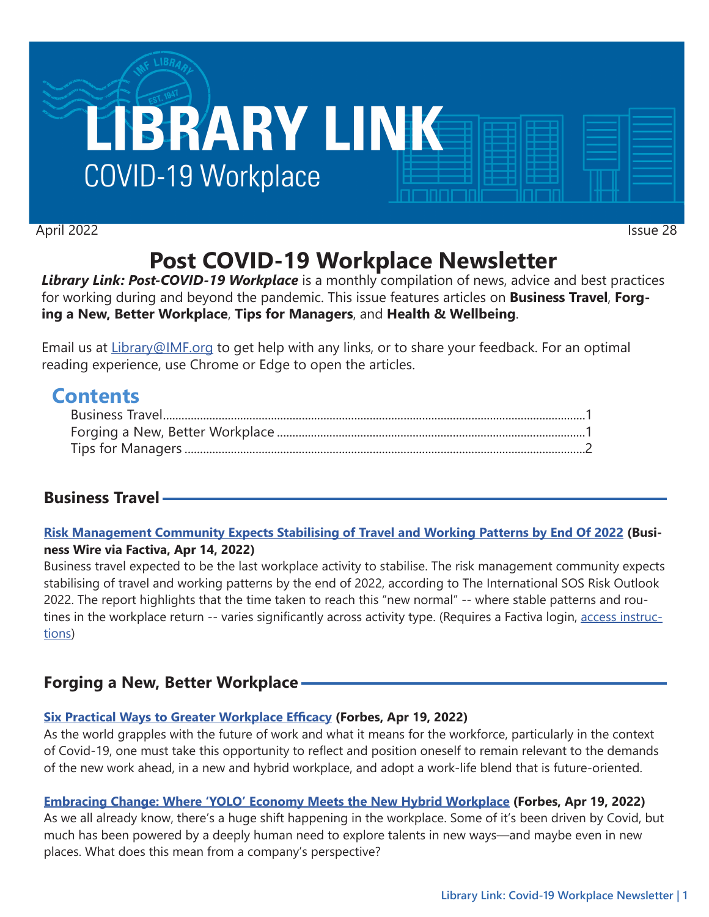# LIBRARY LINK

## COVID-19 Workplace

April 2022 Issue 28

# Post COVID-19 Workplace Newsletter

***Library Link: Post-COVID-19 Workplace*** is a monthly compilation of news, advice and best practices for working during and beyond the pandemic. This issue features articles on **Business Travel**, **Forging a New, Better Workplace**, **Tips for Managers**, and **Health & Wellbeing**.

Email us at Library@IMF.org to get help with any links, or to share your feedback. For an optimal reading experience, use Chrome or Edge to open the articles.

## Contents

- Business Travel....................................................1
- Forging a New, Better Workplace ........................1
- Tips for Managers ...............................................2

## Business Travel

**Risk Management Community Expects Stabilising of Travel and Working Patterns by End Of 2022** **(Business Wire via Factiva, Apr 14, 2022)**
Business travel expected to be the last workplace activity to stabilise. The risk management community expects stabilising of travel and working patterns by the end of 2022, according to The International SOS Risk Outlook 2022. The report highlights that the time taken to reach this "new normal" -- where stable patterns and routines in the workplace return -- varies significantly across activity type. (Requires a Factiva login, access instructions)

## Forging a New, Better Workplace

**Six Practical Ways to Greater Workplace Efficacy** **(Forbes, Apr 19, 2022)**
As the world grapples with the future of work and what it means for the workforce, particularly in the context of Covid-19, one must take this opportunity to reflect and position oneself to remain relevant to the demands of the new work ahead, in a new and hybrid workplace, and adopt a work-life blend that is future-oriented.

**Embracing Change: Where 'YOLO' Economy Meets the New Hybrid Workplace** **(Forbes, Apr 19, 2022)**
As we all already know, there's a huge shift happening in the workplace. Some of it's been driven by Covid, but much has been powered by a deeply human need to explore talents in new ways—and maybe even in new places. What does this mean from a company's perspective?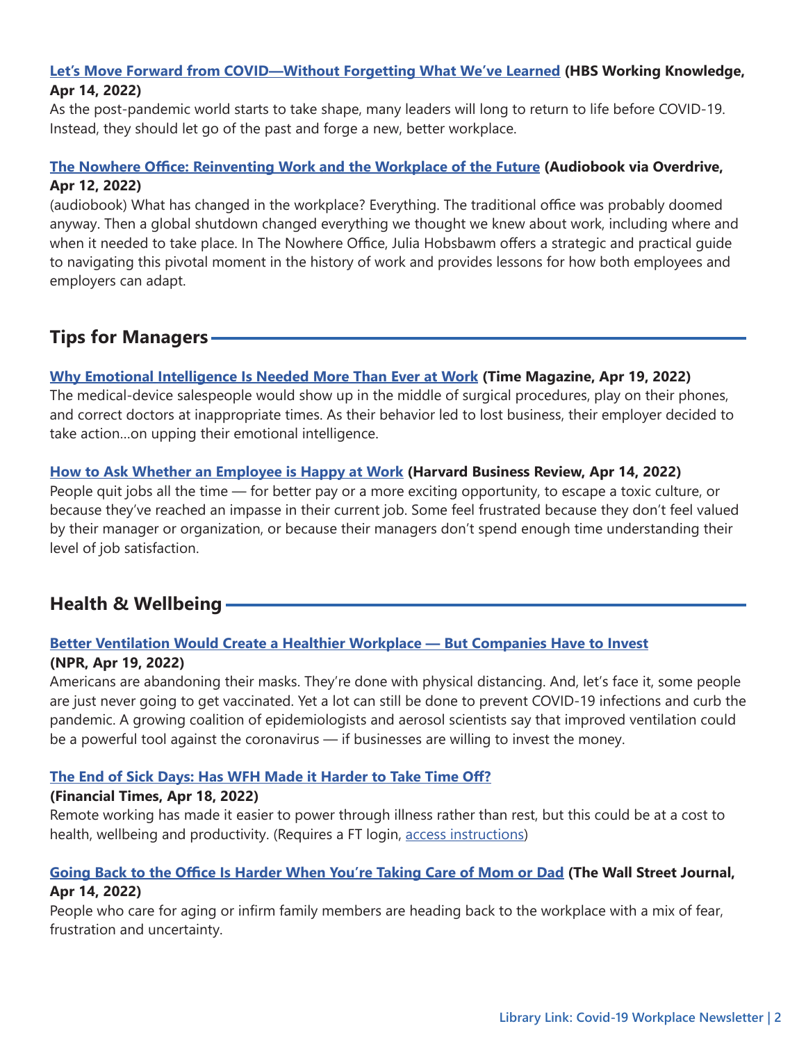**Let's Move Forward from COVID—Without Forgetting What We've Learned** **(HBS Working Knowledge, Apr 14, 2022)**
As the post-pandemic world starts to take shape, many leaders will long to return to life before COVID-19. Instead, they should let go of the past and forge a new, better workplace.

**The Nowhere Office: Reinventing Work and the Workplace of the Future** **(Audiobook via Overdrive, Apr 12, 2022)**
(audiobook) What has changed in the workplace? Everything. The traditional office was probably doomed anyway. Then a global shutdown changed everything we thought we knew about work, including where and when it needed to take place. In The Nowhere Office, Julia Hobsbawm offers a strategic and practical guide to navigating this pivotal moment in the history of work and provides lessons for how both employees and employers can adapt.

## Tips for Managers

**Why Emotional Intelligence Is Needed More Than Ever at Work** **(Time Magazine, Apr 19, 2022)**
The medical-device salespeople would show up in the middle of surgical procedures, play on their phones, and correct doctors at inappropriate times. As their behavior led to lost business, their employer decided to take action...on upping their emotional intelligence.

**How to Ask Whether an Employee is Happy at Work** **(Harvard Business Review, Apr 14, 2022)**
People quit jobs all the time — for better pay or a more exciting opportunity, to escape a toxic culture, or because they've reached an impasse in their current job. Some feel frustrated because they don't feel valued by their manager or organization, or because their managers don't spend enough time understanding their level of job satisfaction.

## Health & Wellbeing

**Better Ventilation Would Create a Healthier Workplace — But Companies Have to Invest**
**(NPR, Apr 19, 2022)**
Americans are abandoning their masks. They're done with physical distancing. And, let's face it, some people are just never going to get vaccinated. Yet a lot can still be done to prevent COVID-19 infections and curb the pandemic. A growing coalition of epidemiologists and aerosol scientists say that improved ventilation could be a powerful tool against the coronavirus — if businesses are willing to invest the money.

**The End of Sick Days: Has WFH Made it Harder to Take Time Off?**
**(Financial Times, Apr 18, 2022)**
Remote working has made it easier to power through illness rather than rest, but this could be at a cost to health, wellbeing and productivity. (Requires a FT login, access instructions)

**Going Back to the Office Is Harder When You're Taking Care of Mom or Dad** **(The Wall Street Journal, Apr 14, 2022)**
People who care for aging or infirm family members are heading back to the workplace with a mix of fear, frustration and uncertainty.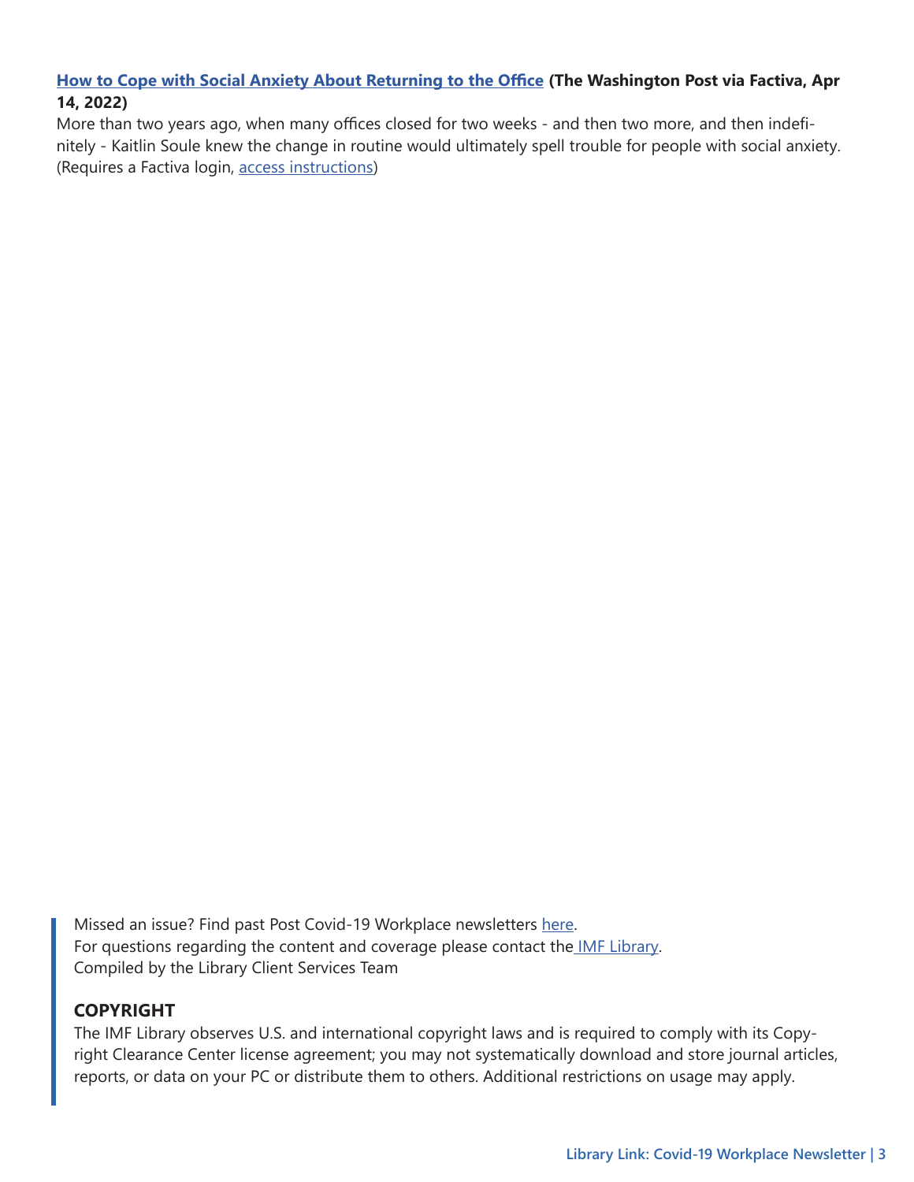**How to Cope with Social Anxiety About Returning to the Office (The Washington Post via Factiva, Apr 14, 2022)**
More than two years ago, when many offices closed for two weeks - and then two more, and then indefinitely - Kaitlin Soule knew the change in routine would ultimately spell trouble for people with social anxiety. (Requires a Factiva login, access instructions)

Missed an issue? Find past Post Covid-19 Workplace newsletters here.
For questions regarding the content and coverage please contact the IMF Library.
Compiled by the Library Client Services Team

**COPYRIGHT**
The IMF Library observes U.S. and international copyright laws and is required to comply with its Copyright Clearance Center license agreement; you may not systematically download and store journal articles, reports, or data on your PC or distribute them to others. Additional restrictions on usage may apply.